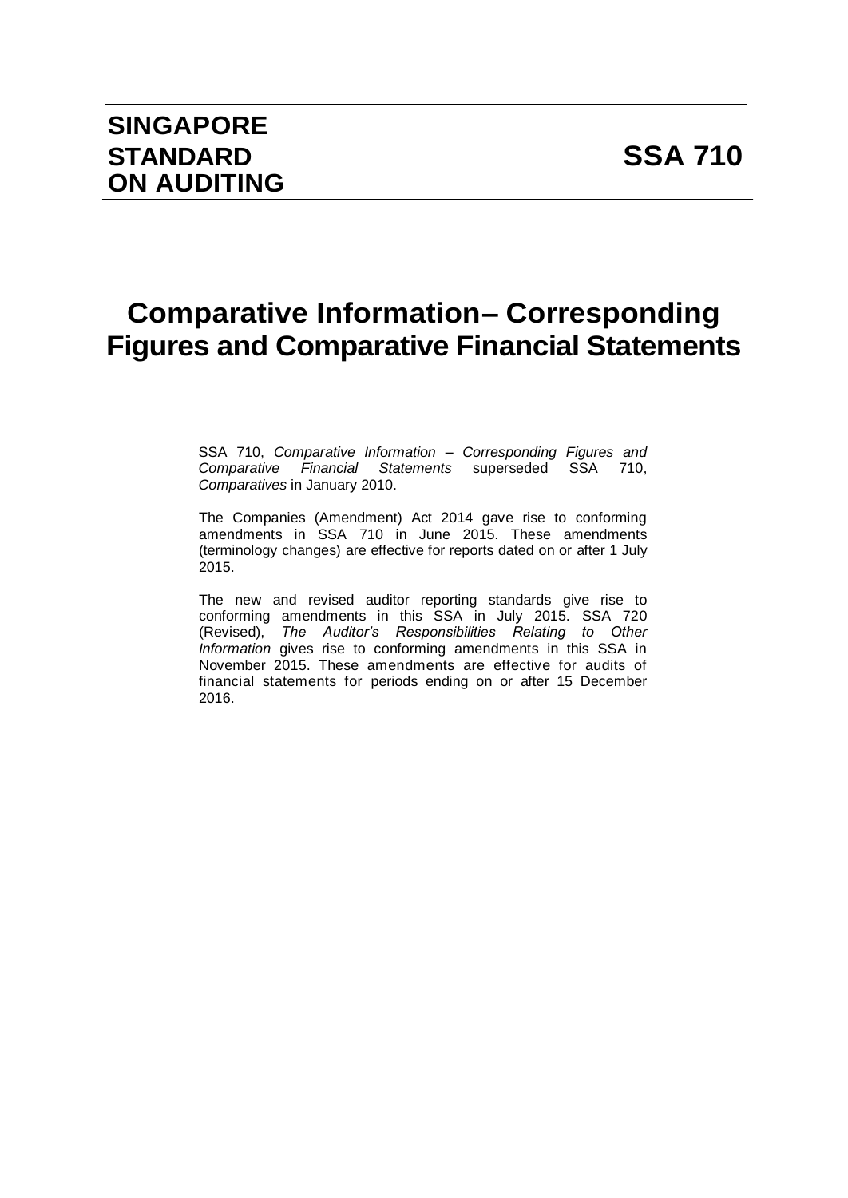# SINGAPORE STANDARD ON AUDITING

# SSA 710

# Comparative Information– Corresponding Figures and Comparative Financial Statements

SSA 710, *Comparative Information – Corresponding Figures and Comparative Financial Statements* superseded SSA 710, *Comparatives* in January 2010.

The Companies (Amendment) Act 2014 gave rise to conforming amendments in SSA 710 in June 2015. These amendments (terminology changes) are effective for reports dated on or after 1 July 2015.

The new and revised auditor reporting standards give rise to conforming amendments in this SSA in July 2015. SSA 720 (Revised), *The Auditor's Responsibilities Relating to Other Information* gives rise to conforming amendments in this SSA in November 2015. These amendments are effective for audits of financial statements for periods ending on or after 15 December 2016.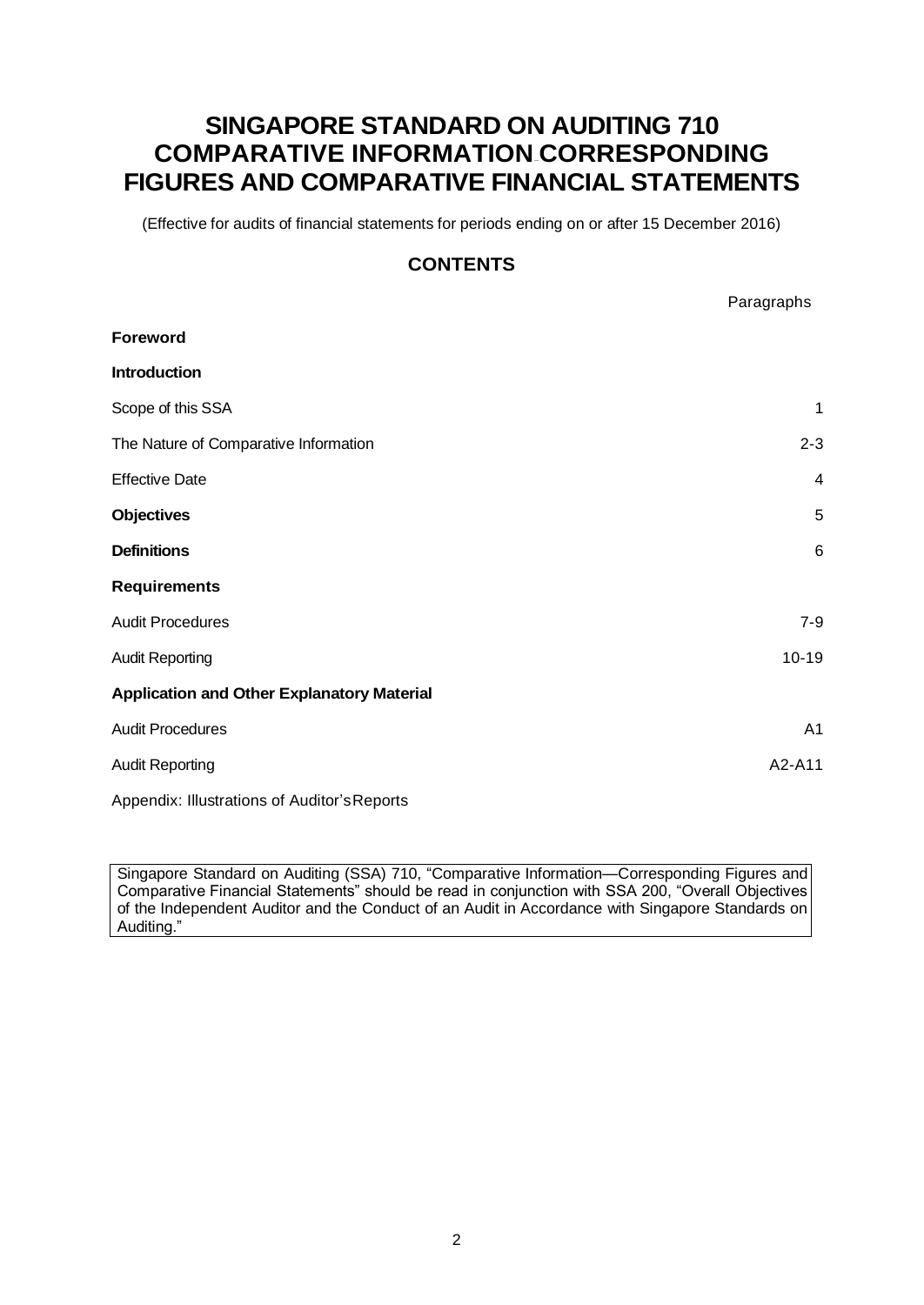# SINGAPORE STANDARD ON AUDITING 710 COMPARATIVE INFORMATION—CORRESPONDING FIGURES AND COMPARATIVE FINANCIAL STATEMENTS

(Effective for audits of financial statements for periods ending on or after 15 December 2016)

## CONTENTS

| | Paragraphs |
|---|---|
| **Foreword** | |
| **Introduction** | |
| Scope of this SSA | 1 |
| The Nature of Comparative Information | 2-3 |
| Effective Date | 4 |
| **Objectives** | 5 |
| **Definitions** | 6 |
| **Requirements** | |
| Audit Procedures | 7-9 |
| Audit Reporting | 10-19 |
| **Application and Other Explanatory Material** | |
| Audit Procedures | A1 |
| Audit Reporting | A2-A11 |
| Appendix: Illustrations of Auditor's Reports | |

Singapore Standard on Auditing (SSA) 710, "Comparative Information—Corresponding Figures and Comparative Financial Statements" should be read in conjunction with SSA 200, "Overall Objectives of the Independent Auditor and the Conduct of an Audit in Accordance with Singapore Standards on Auditing."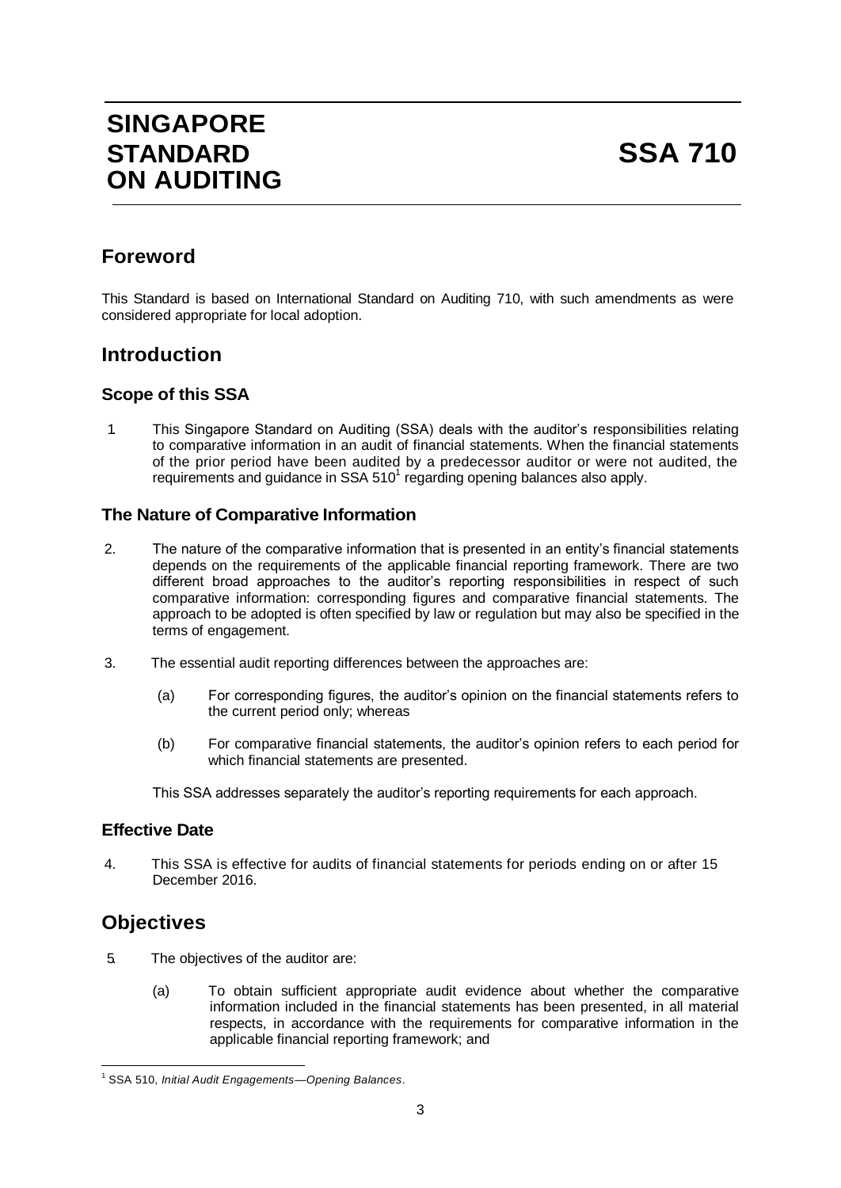# SINGAPORE STANDARD ON AUDITING

# SSA 710

## Foreword

This Standard is based on International Standard on Auditing 710, with such amendments as were considered appropriate for local adoption.

## Introduction

### Scope of this SSA

1. This Singapore Standard on Auditing (SSA) deals with the auditor's responsibilities relating to comparative information in an audit of financial statements. When the financial statements of the prior period have been audited by a predecessor auditor or were not audited, the requirements and guidance in SSA 510[1] regarding opening balances also apply.

### The Nature of Comparative Information

2. The nature of the comparative information that is presented in an entity's financial statements depends on the requirements of the applicable financial reporting framework. There are two different broad approaches to the auditor's reporting responsibilities in respect of such comparative information: corresponding figures and comparative financial statements. The approach to be adopted is often specified by law or regulation but may also be specified in the terms of engagement.

3. The essential audit reporting differences between the approaches are:

   (a) For corresponding figures, the auditor's opinion on the financial statements refers to the current period only; whereas

   (b) For comparative financial statements, the auditor's opinion refers to each period for which financial statements are presented.

   This SSA addresses separately the auditor's reporting requirements for each approach.

### Effective Date

4. This SSA is effective for audits of financial statements for periods ending on or after 15 December 2016.

## Objectives

5. The objectives of the auditor are:

   (a) To obtain sufficient appropriate audit evidence about whether the comparative information included in the financial statements has been presented, in all material respects, in accordance with the requirements for comparative information in the applicable financial reporting framework; and

---

[1] SSA 510, *Initial Audit Engagements—Opening Balances*.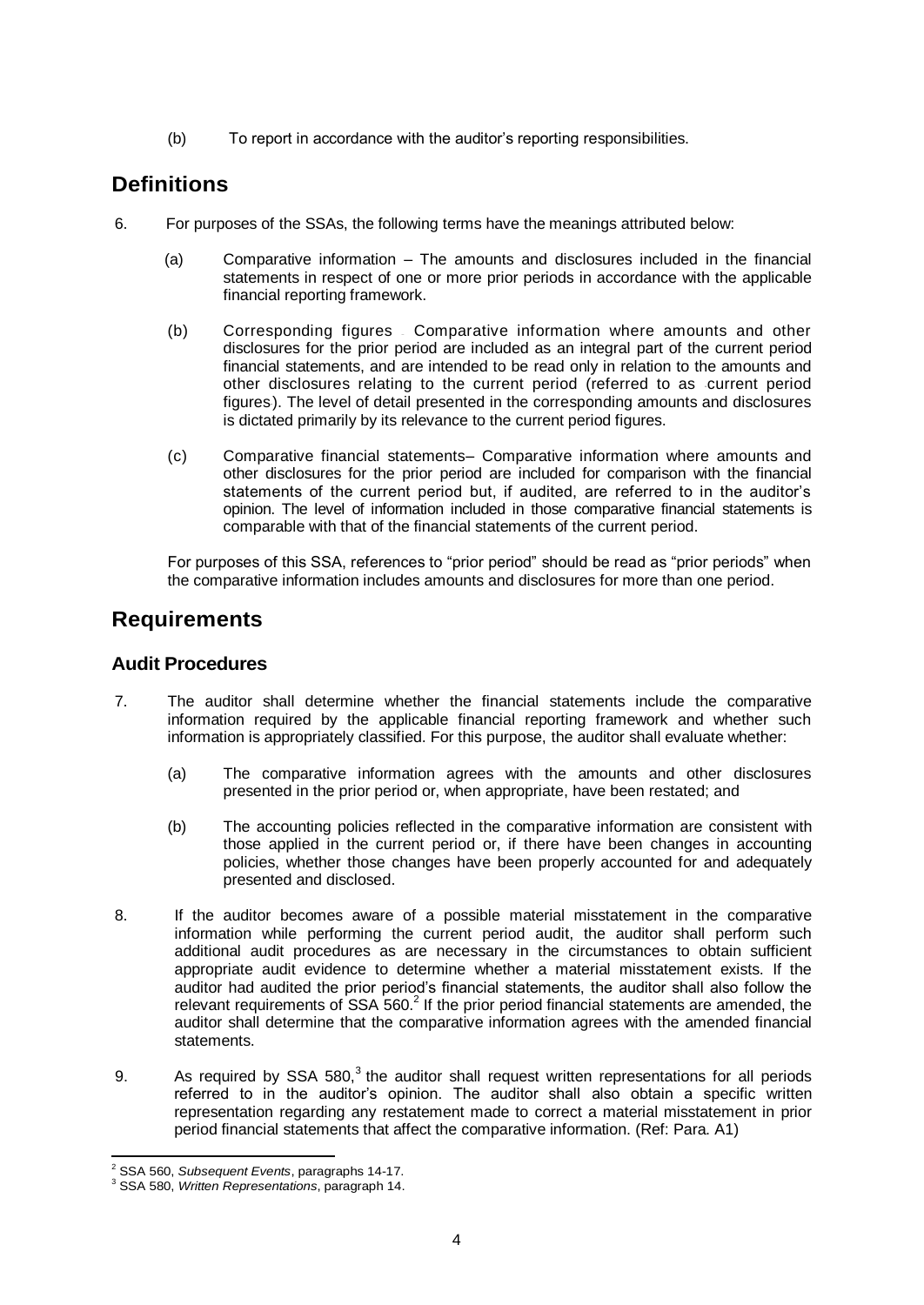(b) To report in accordance with the auditor's reporting responsibilities.

## Definitions

6. For purposes of the SSAs, the following terms have the meanings attributed below:

   (a) Comparative information – The amounts and disclosures included in the financial statements in respect of one or more prior periods in accordance with the applicable financial reporting framework.

   (b) Corresponding figures – Comparative information where amounts and other disclosures for the prior period are included as an integral part of the current period financial statements, and are intended to be read only in relation to the amounts and other disclosures relating to the current period (referred to as current period figures). The level of detail presented in the corresponding amounts and disclosures is dictated primarily by its relevance to the current period figures.

   (c) Comparative financial statements– Comparative information where amounts and other disclosures for the prior period are included for comparison with the financial statements of the current period but, if audited, are referred to in the auditor's opinion. The level of information included in those comparative financial statements is comparable with that of the financial statements of the current period.

   For purposes of this SSA, references to "prior period" should be read as "prior periods" when the comparative information includes amounts and disclosures for more than one period.

## Requirements

### Audit Procedures

7. The auditor shall determine whether the financial statements include the comparative information required by the applicable financial reporting framework and whether such information is appropriately classified. For this purpose, the auditor shall evaluate whether:

   (a) The comparative information agrees with the amounts and other disclosures presented in the prior period or, when appropriate, have been restated; and

   (b) The accounting policies reflected in the comparative information are consistent with those applied in the current period or, if there have been changes in accounting policies, whether those changes have been properly accounted for and adequately presented and disclosed.

8. If the auditor becomes aware of a possible material misstatement in the comparative information while performing the current period audit, the auditor shall perform such additional audit procedures as are necessary in the circumstances to obtain sufficient appropriate audit evidence to determine whether a material misstatement exists. If the auditor had audited the prior period's financial statements, the auditor shall also follow the relevant requirements of SSA 560.[2] If the prior period financial statements are amended, the auditor shall determine that the comparative information agrees with the amended financial statements.

9. As required by SSA 580,[3] the auditor shall request written representations for all periods referred to in the auditor's opinion. The auditor shall also obtain a specific written representation regarding any restatement made to correct a material misstatement in prior period financial statements that affect the comparative information. (Ref: Para. A1)

---

[2] SSA 560, *Subsequent Events*, paragraphs 14-17.

[3] SSA 580, *Written Representations*, paragraph 14.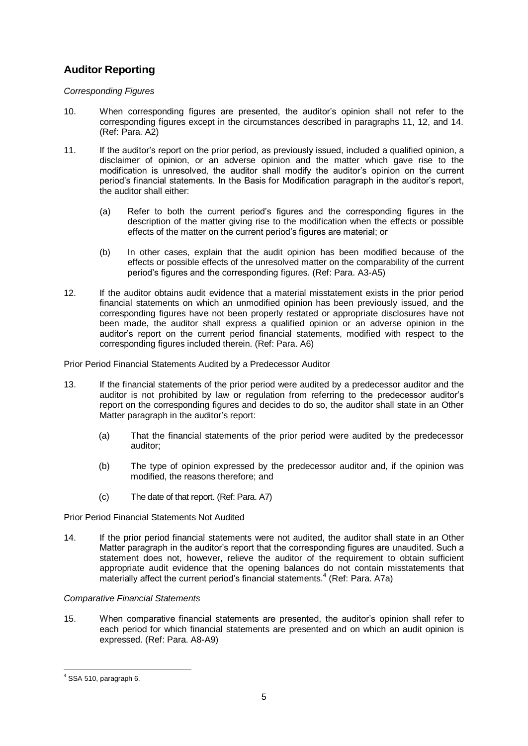## Auditor Reporting

*Corresponding Figures*

10. When corresponding figures are presented, the auditor's opinion shall not refer to the corresponding figures except in the circumstances described in paragraphs 11, 12, and 14. (Ref: Para. A2)

11. If the auditor's report on the prior period, as previously issued, included a qualified opinion, a disclaimer of opinion, or an adverse opinion and the matter which gave rise to the modification is unresolved, the auditor shall modify the auditor's opinion on the current period's financial statements. In the Basis for Modification paragraph in the auditor's report, the auditor shall either:

    (a) Refer to both the current period's figures and the corresponding figures in the description of the matter giving rise to the modification when the effects or possible effects of the matter on the current period's figures are material; or

    (b) In other cases, explain that the audit opinion has been modified because of the effects or possible effects of the unresolved matter on the comparability of the current period's figures and the corresponding figures. (Ref: Para. A3-A5)

12. If the auditor obtains audit evidence that a material misstatement exists in the prior period financial statements on which an unmodified opinion has been previously issued, and the corresponding figures have not been properly restated or appropriate disclosures have not been made, the auditor shall express a qualified opinion or an adverse opinion in the auditor's report on the current period financial statements, modified with respect to the corresponding figures included therein. (Ref: Para. A6)

Prior Period Financial Statements Audited by a Predecessor Auditor

13. If the financial statements of the prior period were audited by a predecessor auditor and the auditor is not prohibited by law or regulation from referring to the predecessor auditor's report on the corresponding figures and decides to do so, the auditor shall state in an Other Matter paragraph in the auditor's report:

    (a) That the financial statements of the prior period were audited by the predecessor auditor;

    (b) The type of opinion expressed by the predecessor auditor and, if the opinion was modified, the reasons therefore; and

    (c) The date of that report. (Ref: Para. A7)

Prior Period Financial Statements Not Audited

14. If the prior period financial statements were not audited, the auditor shall state in an Other Matter paragraph in the auditor's report that the corresponding figures are unaudited. Such a statement does not, however, relieve the auditor of the requirement to obtain sufficient appropriate audit evidence that the opening balances do not contain misstatements that materially affect the current period's financial statements.[4] (Ref: Para. A7a)

*Comparative Financial Statements*

15. When comparative financial statements are presented, the auditor's opinion shall refer to each period for which financial statements are presented and on which an audit opinion is expressed. (Ref: Para. A8-A9)

---

[4] SSA 510, paragraph 6.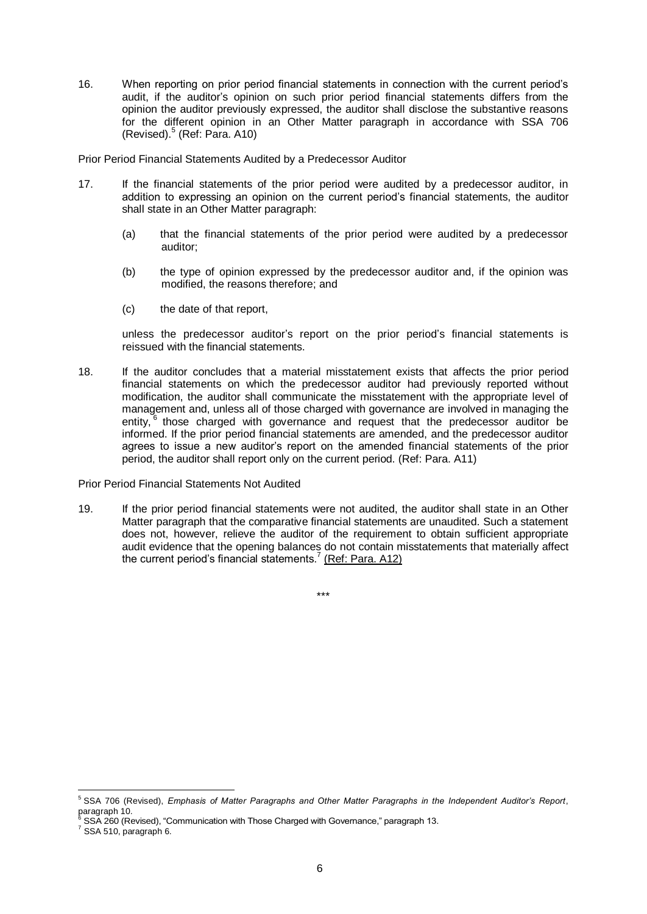16. When reporting on prior period financial statements in connection with the current period's audit, if the auditor's opinion on such prior period financial statements differs from the opinion the auditor previously expressed, the auditor shall disclose the substantive reasons for the different opinion in an Other Matter paragraph in accordance with SSA 706 (Revised).[5] (Ref: Para. A10)

Prior Period Financial Statements Audited by a Predecessor Auditor

17. If the financial statements of the prior period were audited by a predecessor auditor, in addition to expressing an opinion on the current period's financial statements, the auditor shall state in an Other Matter paragraph:

    (a) that the financial statements of the prior period were audited by a predecessor auditor;

    (b) the type of opinion expressed by the predecessor auditor and, if the opinion was modified, the reasons therefore; and

    (c) the date of that report,

    unless the predecessor auditor's report on the prior period's financial statements is reissued with the financial statements.

18. If the auditor concludes that a material misstatement exists that affects the prior period financial statements on which the predecessor auditor had previously reported without modification, the auditor shall communicate the misstatement with the appropriate level of management and, unless all of those charged with governance are involved in managing the entity,[6] those charged with governance and request that the predecessor auditor be informed. If the prior period financial statements are amended, and the predecessor auditor agrees to issue a new auditor's report on the amended financial statements of the prior period, the auditor shall report only on the current period. (Ref: Para. A11)

Prior Period Financial Statements Not Audited

19. If the prior period financial statements were not audited, the auditor shall state in an Other Matter paragraph that the comparative financial statements are unaudited. Such a statement does not, however, relieve the auditor of the requirement to obtain sufficient appropriate audit evidence that the opening balances do not contain misstatements that materially affect the current period's financial statements.[7] (Ref: Para. A12)

\*\*\*

---

[5] SSA 706 (Revised), *Emphasis of Matter Paragraphs and Other Matter Paragraphs in the Independent Auditor's Report*, paragraph 10.

[6] SSA 260 (Revised), "Communication with Those Charged with Governance," paragraph 13.

[7] SSA 510, paragraph 6.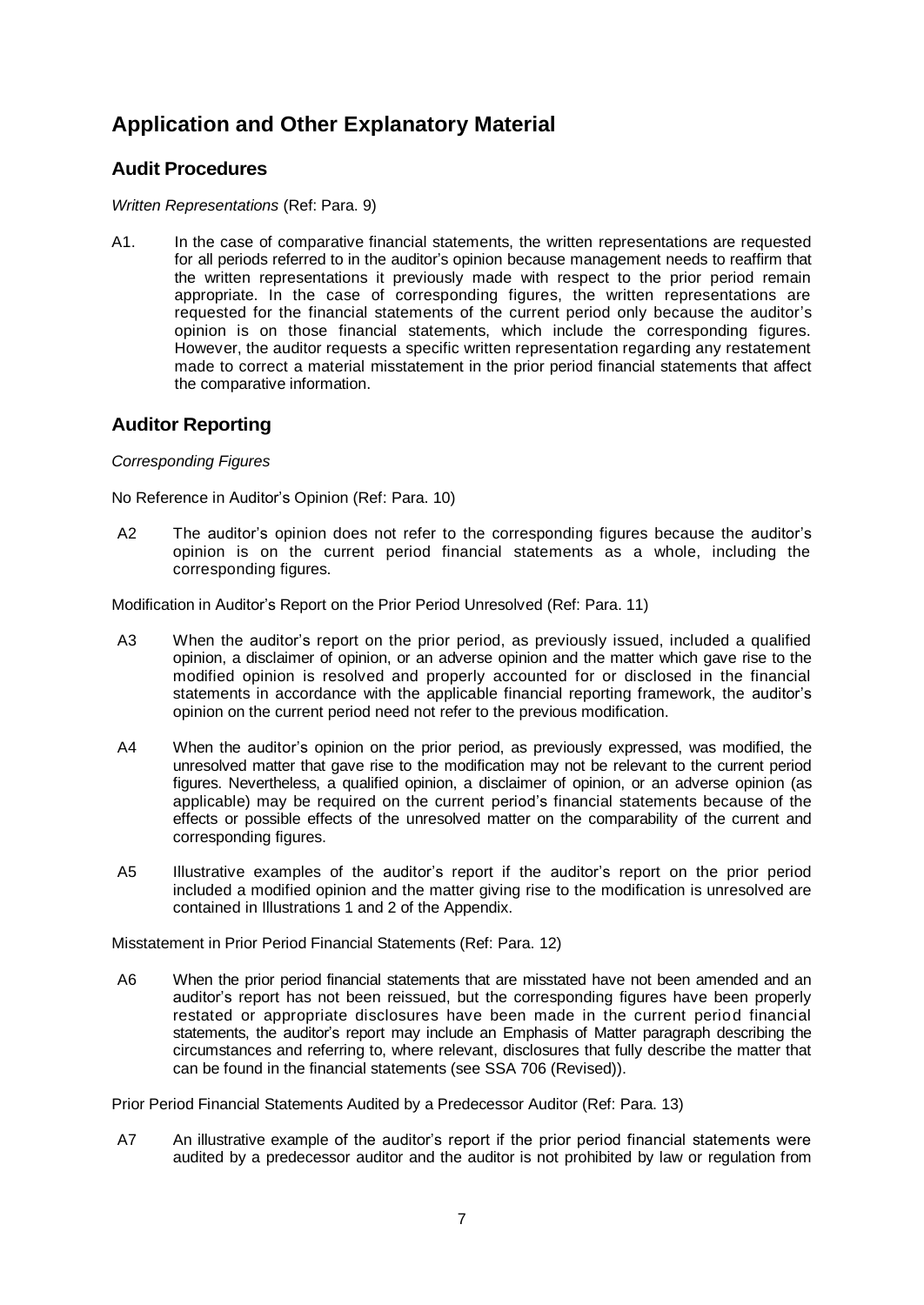## Application and Other Explanatory Material

### Audit Procedures

*Written Representations* (Ref: Para. 9)

A1. In the case of comparative financial statements, the written representations are requested for all periods referred to in the auditor's opinion because management needs to reaffirm that the written representations it previously made with respect to the prior period remain appropriate. In the case of corresponding figures, the written representations are requested for the financial statements of the current period only because the auditor's opinion is on those financial statements, which include the corresponding figures. However, the auditor requests a specific written representation regarding any restatement made to correct a material misstatement in the prior period financial statements that affect the comparative information.

### Auditor Reporting

*Corresponding Figures*

No Reference in Auditor's Opinion (Ref: Para. 10)

A2 The auditor's opinion does not refer to the corresponding figures because the auditor's opinion is on the current period financial statements as a whole, including the corresponding figures.

Modification in Auditor's Report on the Prior Period Unresolved (Ref: Para. 11)

A3 When the auditor's report on the prior period, as previously issued, included a qualified opinion, a disclaimer of opinion, or an adverse opinion and the matter which gave rise to the modified opinion is resolved and properly accounted for or disclosed in the financial statements in accordance with the applicable financial reporting framework, the auditor's opinion on the current period need not refer to the previous modification.

A4 When the auditor's opinion on the prior period, as previously expressed, was modified, the unresolved matter that gave rise to the modification may not be relevant to the current period figures. Nevertheless, a qualified opinion, a disclaimer of opinion, or an adverse opinion (as applicable) may be required on the current period's financial statements because of the effects or possible effects of the unresolved matter on the comparability of the current and corresponding figures.

A5 Illustrative examples of the auditor's report if the auditor's report on the prior period included a modified opinion and the matter giving rise to the modification is unresolved are contained in Illustrations 1 and 2 of the Appendix.

Misstatement in Prior Period Financial Statements (Ref: Para. 12)

A6 When the prior period financial statements that are misstated have not been amended and an auditor's report has not been reissued, but the corresponding figures have been properly restated or appropriate disclosures have been made in the current period financial statements, the auditor's report may include an Emphasis of Matter paragraph describing the circumstances and referring to, where relevant, disclosures that fully describe the matter that can be found in the financial statements (see SSA 706 (Revised)).

Prior Period Financial Statements Audited by a Predecessor Auditor (Ref: Para. 13)

A7 An illustrative example of the auditor's report if the prior period financial statements were audited by a predecessor auditor and the auditor is not prohibited by law or regulation from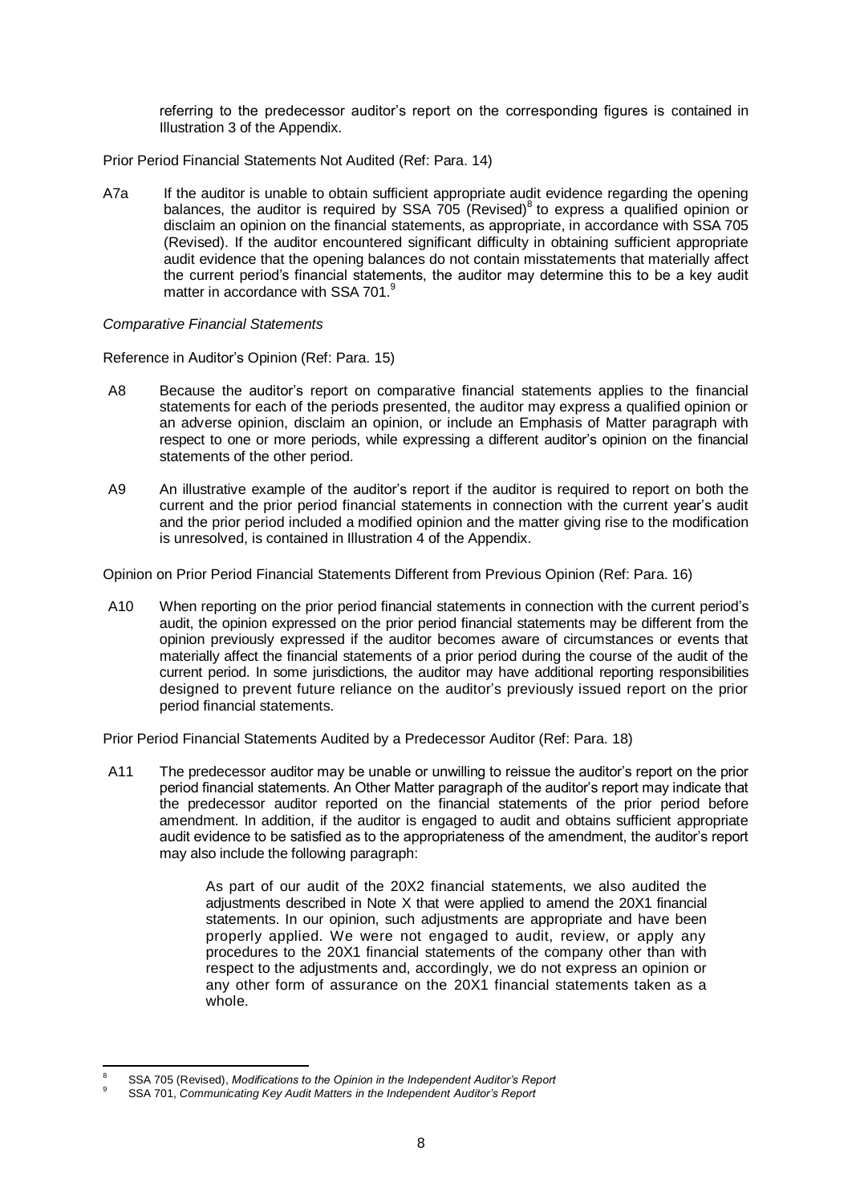referring to the predecessor auditor's report on the corresponding figures is contained in Illustration 3 of the Appendix.

Prior Period Financial Statements Not Audited (Ref: Para. 14)

A7a If the auditor is unable to obtain sufficient appropriate audit evidence regarding the opening balances, the auditor is required by SSA 705 (Revised)[8] to express a qualified opinion or disclaim an opinion on the financial statements, as appropriate, in accordance with SSA 705 (Revised). If the auditor encountered significant difficulty in obtaining sufficient appropriate audit evidence that the opening balances do not contain misstatements that materially affect the current period's financial statements, the auditor may determine this to be a key audit matter in accordance with SSA 701.[9]

*Comparative Financial Statements*

Reference in Auditor's Opinion (Ref: Para. 15)

A8 Because the auditor's report on comparative financial statements applies to the financial statements for each of the periods presented, the auditor may express a qualified opinion or an adverse opinion, disclaim an opinion, or include an Emphasis of Matter paragraph with respect to one or more periods, while expressing a different auditor's opinion on the financial statements of the other period.

A9 An illustrative example of the auditor's report if the auditor is required to report on both the current and the prior period financial statements in connection with the current year's audit and the prior period included a modified opinion and the matter giving rise to the modification is unresolved, is contained in Illustration 4 of the Appendix.

Opinion on Prior Period Financial Statements Different from Previous Opinion (Ref: Para. 16)

A10 When reporting on the prior period financial statements in connection with the current period's audit, the opinion expressed on the prior period financial statements may be different from the opinion previously expressed if the auditor becomes aware of circumstances or events that materially affect the financial statements of a prior period during the course of the audit of the current period. In some jurisdictions, the auditor may have additional reporting responsibilities designed to prevent future reliance on the auditor's previously issued report on the prior period financial statements.

Prior Period Financial Statements Audited by a Predecessor Auditor (Ref: Para. 18)

A11 The predecessor auditor may be unable or unwilling to reissue the auditor's report on the prior period financial statements. An Other Matter paragraph of the auditor's report may indicate that the predecessor auditor reported on the financial statements of the prior period before amendment. In addition, if the auditor is engaged to audit and obtains sufficient appropriate audit evidence to be satisfied as to the appropriateness of the amendment, the auditor's report may also include the following paragraph:

> As part of our audit of the 20X2 financial statements, we also audited the adjustments described in Note X that were applied to amend the 20X1 financial statements. In our opinion, such adjustments are appropriate and have been properly applied. We were not engaged to audit, review, or apply any procedures to the 20X1 financial statements of the company other than with respect to the adjustments and, accordingly, we do not express an opinion or any other form of assurance on the 20X1 financial statements taken as a whole.

---

[8] SSA 705 (Revised), *Modifications to the Opinion in the Independent Auditor's Report*

[9] SSA 701, *Communicating Key Audit Matters in the Independent Auditor's Report*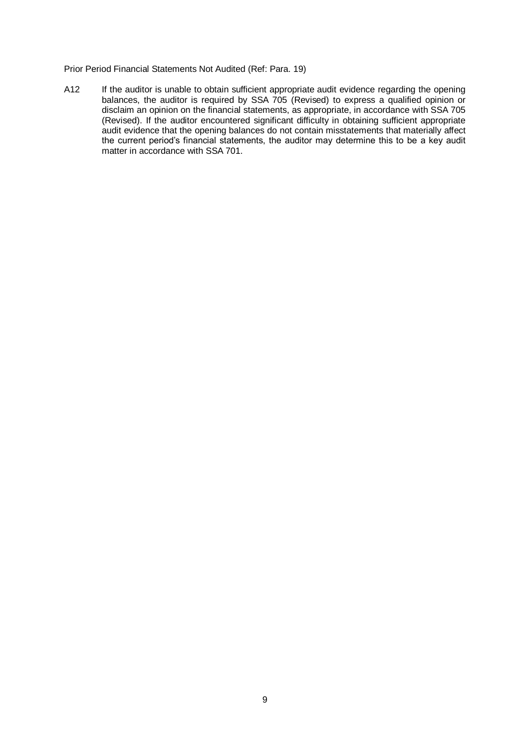Prior Period Financial Statements Not Audited (Ref: Para. 19)

A12 If the auditor is unable to obtain sufficient appropriate audit evidence regarding the opening balances, the auditor is required by SSA 705 (Revised) to express a qualified opinion or disclaim an opinion on the financial statements, as appropriate, in accordance with SSA 705 (Revised). If the auditor encountered significant difficulty in obtaining sufficient appropriate audit evidence that the opening balances do not contain misstatements that materially affect the current period's financial statements, the auditor may determine this to be a key audit matter in accordance with SSA 701.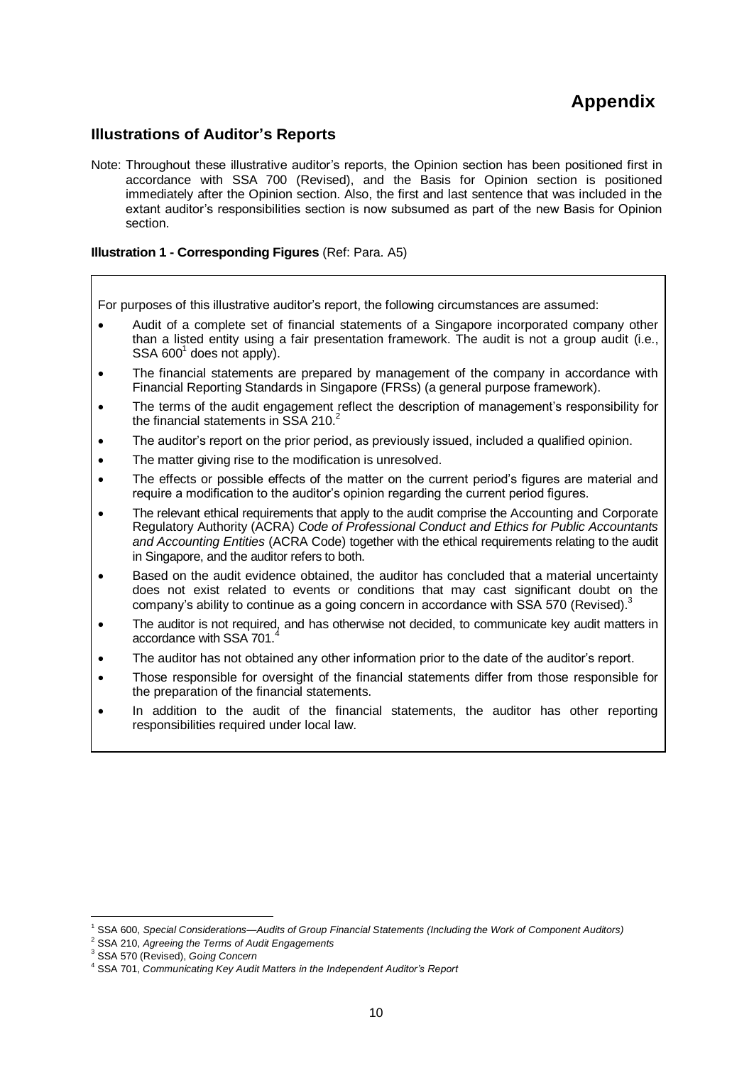# Appendix

## Illustrations of Auditor's Reports

Note: Throughout these illustrative auditor's reports, the Opinion section has been positioned first in accordance with SSA 700 (Revised), and the Basis for Opinion section is positioned immediately after the Opinion section. Also, the first and last sentence that was included in the extant auditor's responsibilities section is now subsumed as part of the new Basis for Opinion section.

**Illustration 1 - Corresponding Figures** (Ref: Para. A5)

For purposes of this illustrative auditor's report, the following circumstances are assumed:

- Audit of a complete set of financial statements of a Singapore incorporated company other than a listed entity using a fair presentation framework. The audit is not a group audit (i.e., SSA 600[1] does not apply).
- The financial statements are prepared by management of the company in accordance with Financial Reporting Standards in Singapore (FRSs) (a general purpose framework).
- The terms of the audit engagement reflect the description of management's responsibility for the financial statements in SSA 210.[2]
- The auditor's report on the prior period, as previously issued, included a qualified opinion.
- The matter giving rise to the modification is unresolved.
- The effects or possible effects of the matter on the current period's figures are material and require a modification to the auditor's opinion regarding the current period figures.
- The relevant ethical requirements that apply to the audit comprise the Accounting and Corporate Regulatory Authority (ACRA) *Code of Professional Conduct and Ethics for Public Accountants and Accounting Entities* (ACRA Code) together with the ethical requirements relating to the audit in Singapore, and the auditor refers to both.
- Based on the audit evidence obtained, the auditor has concluded that a material uncertainty does not exist related to events or conditions that may cast significant doubt on the company's ability to continue as a going concern in accordance with SSA 570 (Revised).[3]
- The auditor is not required, and has otherwise not decided, to communicate key audit matters in accordance with SSA 701.[4]
- The auditor has not obtained any other information prior to the date of the auditor's report.
- Those responsible for oversight of the financial statements differ from those responsible for the preparation of the financial statements.
- In addition to the audit of the financial statements, the auditor has other reporting responsibilities required under local law.

---

[1] SSA 600, *Special Considerations—Audits of Group Financial Statements (Including the Work of Component Auditors)*

[2] SSA 210, *Agreeing the Terms of Audit Engagements*

[3] SSA 570 (Revised), *Going Concern*

[4] SSA 701, *Communicating Key Audit Matters in the Independent Auditor's Report*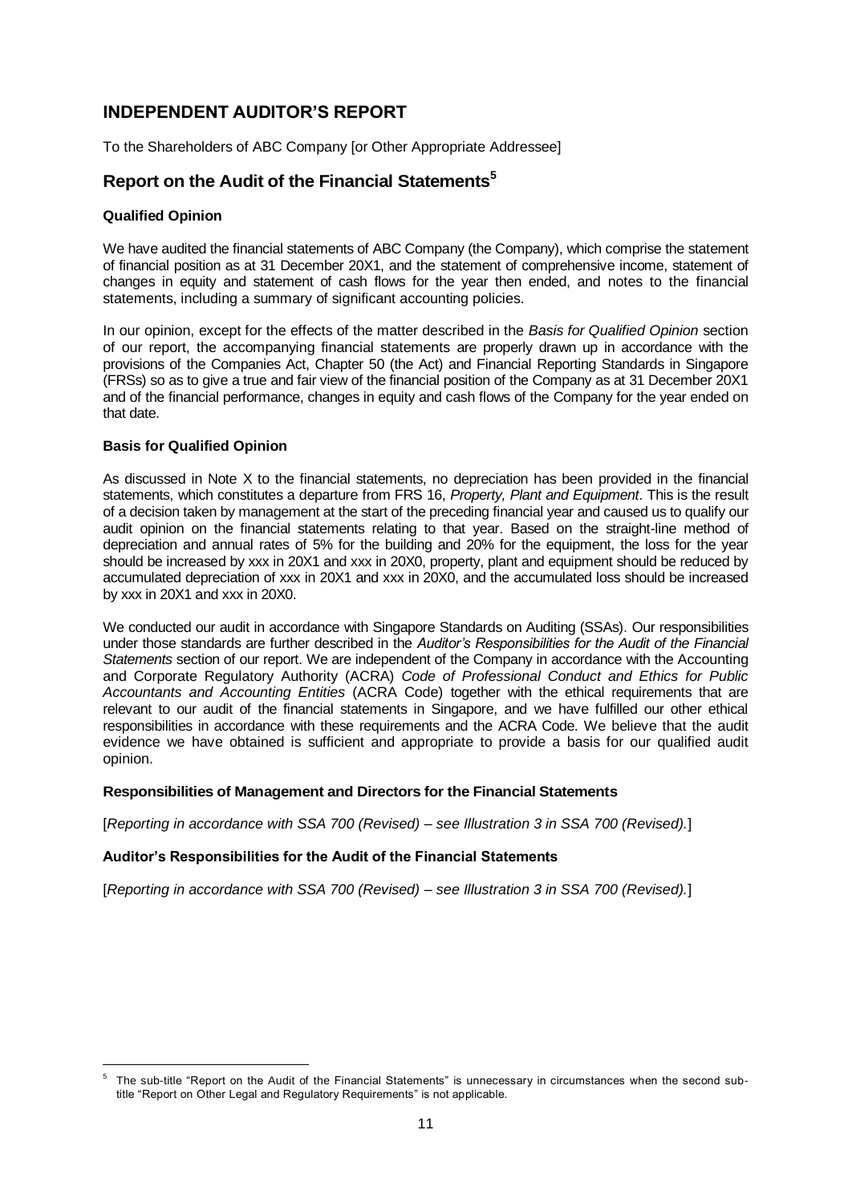## INDEPENDENT AUDITOR'S REPORT

To the Shareholders of ABC Company [or Other Appropriate Addressee]

## Report on the Audit of the Financial Statements[5]

### Qualified Opinion

We have audited the financial statements of ABC Company (the Company), which comprise the statement of financial position as at 31 December 20X1, and the statement of comprehensive income, statement of changes in equity and statement of cash flows for the year then ended, and notes to the financial statements, including a summary of significant accounting policies.

In our opinion, except for the effects of the matter described in the *Basis for Qualified Opinion* section of our report, the accompanying financial statements are properly drawn up in accordance with the provisions of the Companies Act, Chapter 50 (the Act) and Financial Reporting Standards in Singapore (FRSs) so as to give a true and fair view of the financial position of the Company as at 31 December 20X1 and of the financial performance, changes in equity and cash flows of the Company for the year ended on that date.

### Basis for Qualified Opinion

As discussed in Note X to the financial statements, no depreciation has been provided in the financial statements, which constitutes a departure from FRS 16, *Property, Plant and Equipment*. This is the result of a decision taken by management at the start of the preceding financial year and caused us to qualify our audit opinion on the financial statements relating to that year. Based on the straight-line method of depreciation and annual rates of 5% for the building and 20% for the equipment, the loss for the year should be increased by xxx in 20X1 and xxx in 20X0, property, plant and equipment should be reduced by accumulated depreciation of xxx in 20X1 and xxx in 20X0, and the accumulated loss should be increased by xxx in 20X1 and xxx in 20X0.

We conducted our audit in accordance with Singapore Standards on Auditing (SSAs). Our responsibilities under those standards are further described in the *Auditor's Responsibilities for the Audit of the Financial Statements* section of our report. We are independent of the Company in accordance with the Accounting and Corporate Regulatory Authority (ACRA) *Code of Professional Conduct and Ethics for Public Accountants and Accounting Entities* (ACRA Code) together with the ethical requirements that are relevant to our audit of the financial statements in Singapore, and we have fulfilled our other ethical responsibilities in accordance with these requirements and the ACRA Code. We believe that the audit evidence we have obtained is sufficient and appropriate to provide a basis for our qualified audit opinion.

### Responsibilities of Management and Directors for the Financial Statements

[*Reporting in accordance with SSA 700 (Revised) – see Illustration 3 in SSA 700 (Revised).*]

### Auditor's Responsibilities for the Audit of the Financial Statements

[*Reporting in accordance with SSA 700 (Revised) – see Illustration 3 in SSA 700 (Revised).*]

---

[5] The sub-title "Report on the Audit of the Financial Statements" is unnecessary in circumstances when the second sub-title "Report on Other Legal and Regulatory Requirements" is not applicable.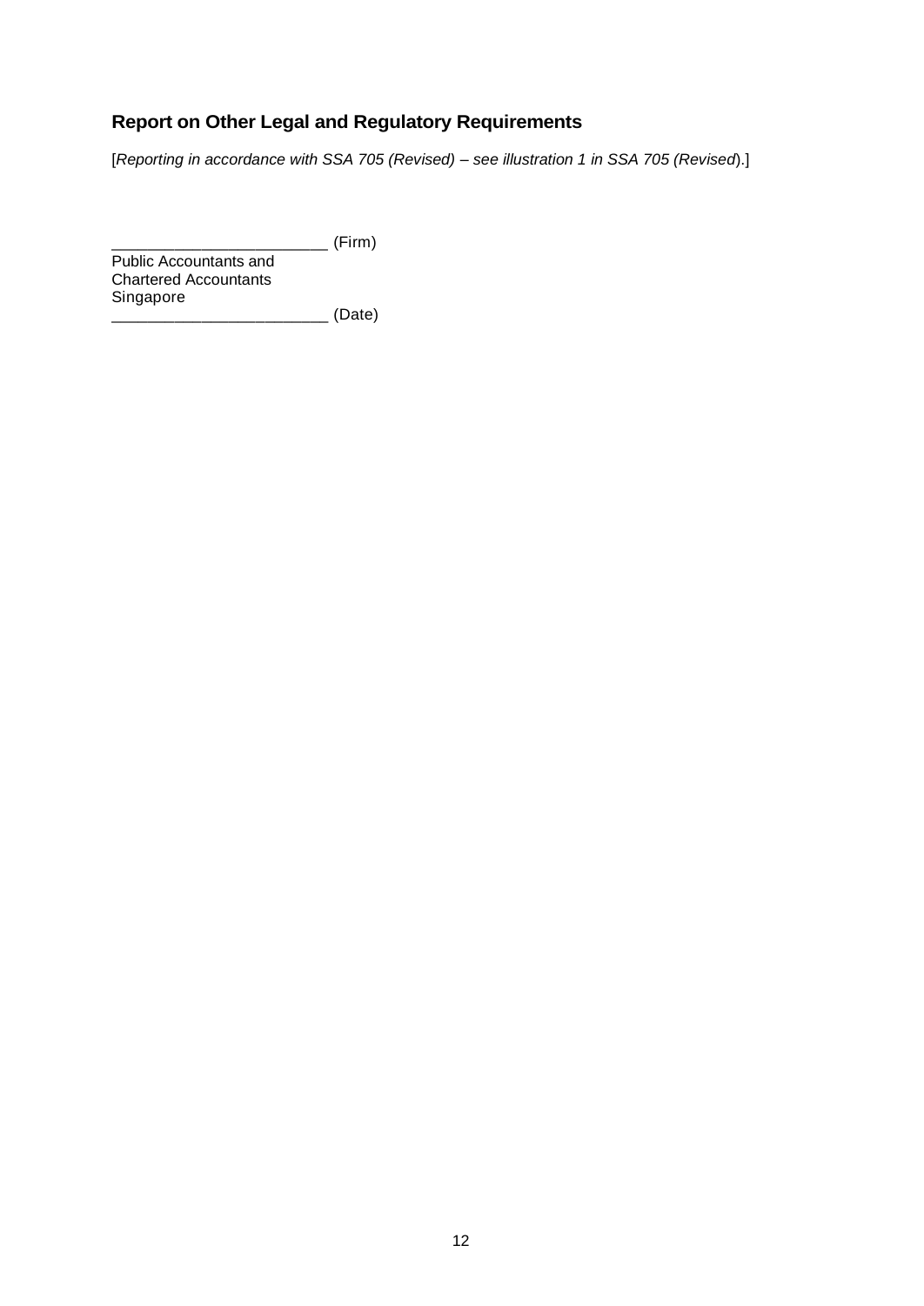## Report on Other Legal and Regulatory Requirements

[*Reporting in accordance with SSA 705 (Revised) – see illustration 1 in SSA 705 (Revised)*.]

________________________ (Firm)
Public Accountants and
Chartered Accountants
Singapore
________________________ (Date)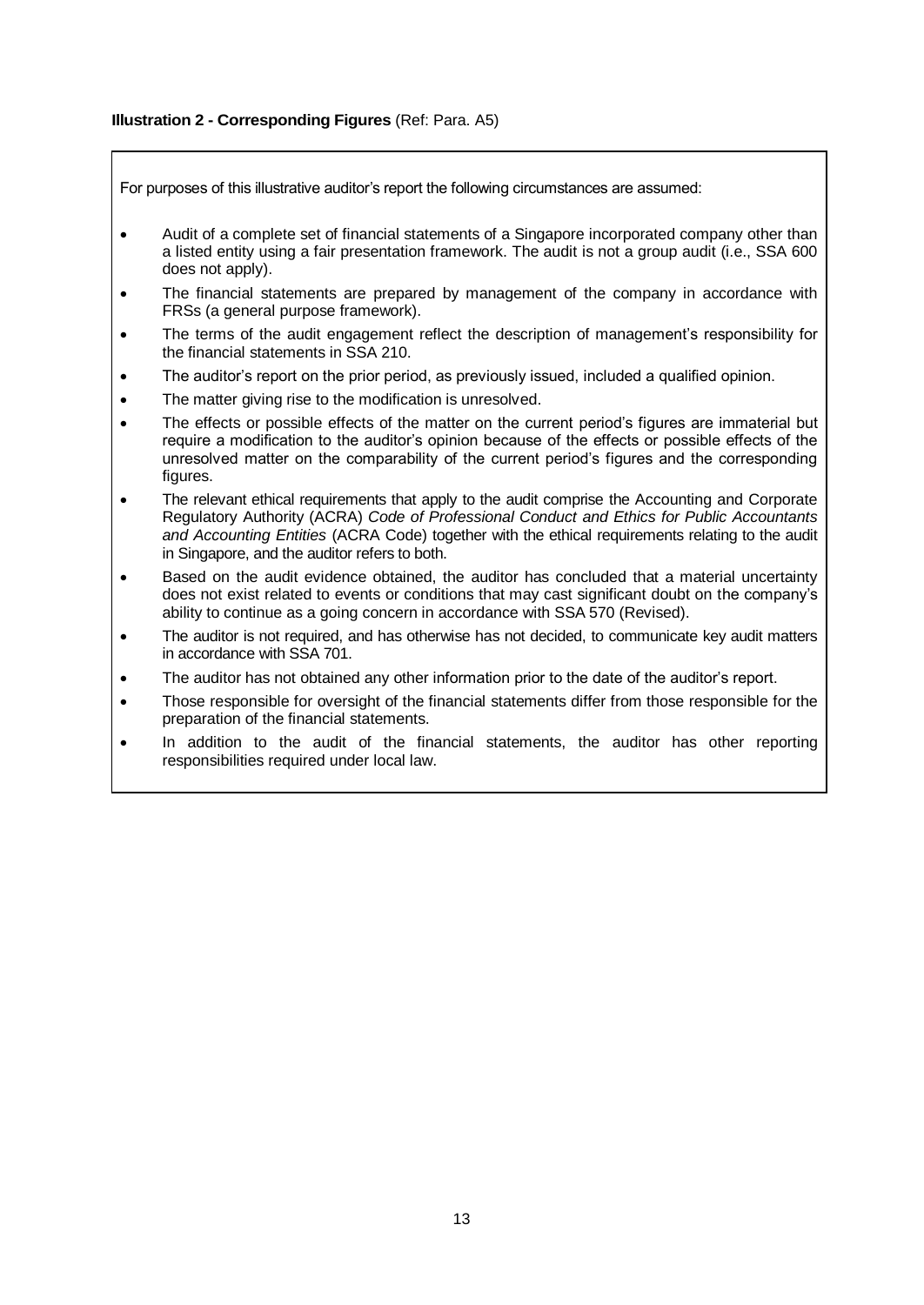**Illustration 2 - Corresponding Figures** (Ref: Para. A5)

For purposes of this illustrative auditor's report the following circumstances are assumed:

- Audit of a complete set of financial statements of a Singapore incorporated company other than a listed entity using a fair presentation framework. The audit is not a group audit (i.e., SSA 600 does not apply).
- The financial statements are prepared by management of the company in accordance with FRSs (a general purpose framework).
- The terms of the audit engagement reflect the description of management's responsibility for the financial statements in SSA 210.
- The auditor's report on the prior period, as previously issued, included a qualified opinion.
- The matter giving rise to the modification is unresolved.
- The effects or possible effects of the matter on the current period's figures are immaterial but require a modification to the auditor's opinion because of the effects or possible effects of the unresolved matter on the comparability of the current period's figures and the corresponding figures.
- The relevant ethical requirements that apply to the audit comprise the Accounting and Corporate Regulatory Authority (ACRA) *Code of Professional Conduct and Ethics for Public Accountants and Accounting Entities* (ACRA Code) together with the ethical requirements relating to the audit in Singapore, and the auditor refers to both.
- Based on the audit evidence obtained, the auditor has concluded that a material uncertainty does not exist related to events or conditions that may cast significant doubt on the company's ability to continue as a going concern in accordance with SSA 570 (Revised).
- The auditor is not required, and has otherwise has not decided, to communicate key audit matters in accordance with SSA 701.
- The auditor has not obtained any other information prior to the date of the auditor's report.
- Those responsible for oversight of the financial statements differ from those responsible for the preparation of the financial statements.
- In addition to the audit of the financial statements, the auditor has other reporting responsibilities required under local law.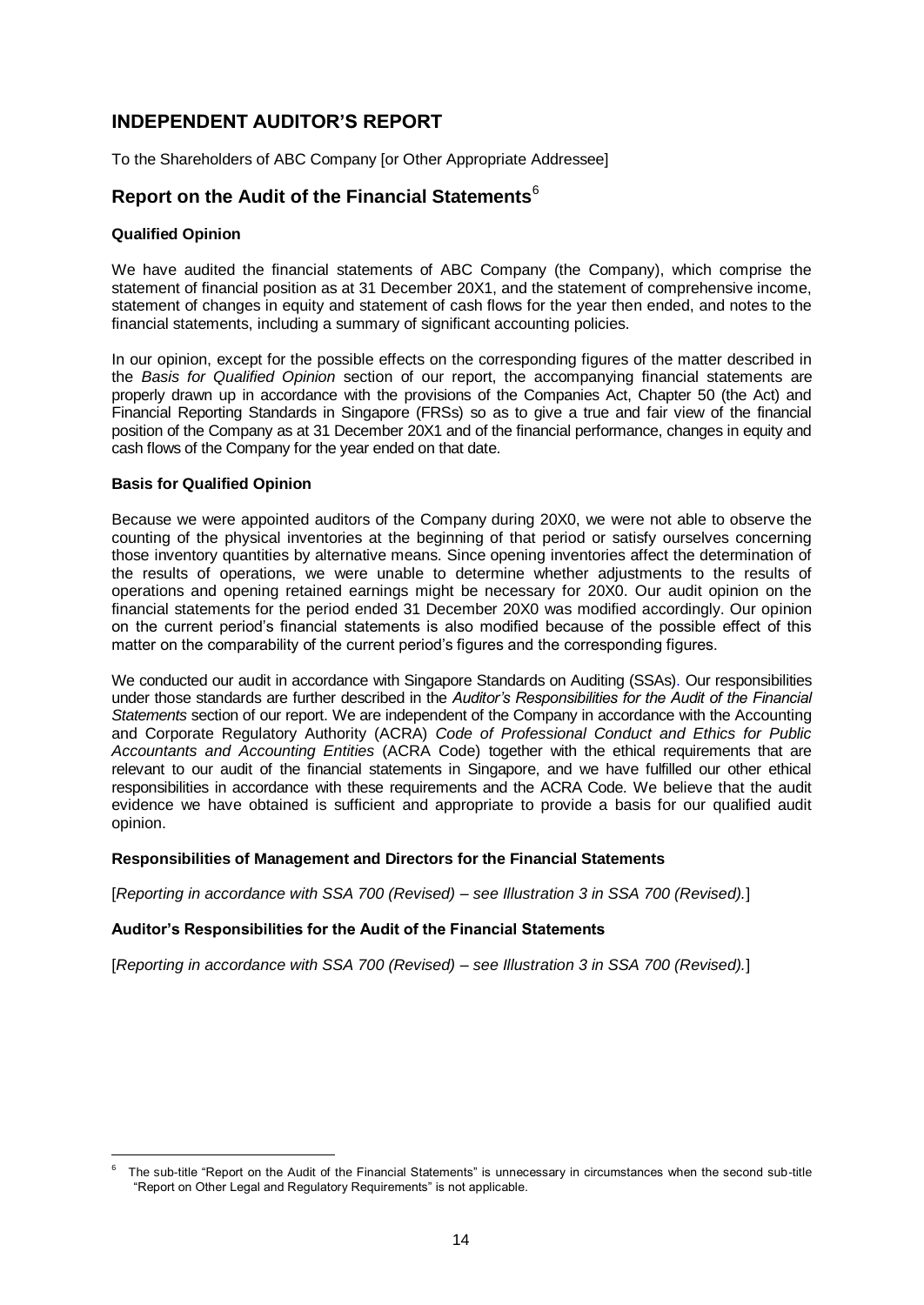# INDEPENDENT AUDITOR'S REPORT

To the Shareholders of ABC Company [or Other Appropriate Addressee]

## Report on the Audit of the Financial Statements[6]

### Qualified Opinion

We have audited the financial statements of ABC Company (the Company), which comprise the statement of financial position as at 31 December 20X1, and the statement of comprehensive income, statement of changes in equity and statement of cash flows for the year then ended, and notes to the financial statements, including a summary of significant accounting policies.

In our opinion, except for the possible effects on the corresponding figures of the matter described in the *Basis for Qualified Opinion* section of our report, the accompanying financial statements are properly drawn up in accordance with the provisions of the Companies Act, Chapter 50 (the Act) and Financial Reporting Standards in Singapore (FRSs) so as to give a true and fair view of the financial position of the Company as at 31 December 20X1 and of the financial performance, changes in equity and cash flows of the Company for the year ended on that date.

### Basis for Qualified Opinion

Because we were appointed auditors of the Company during 20X0, we were not able to observe the counting of the physical inventories at the beginning of that period or satisfy ourselves concerning those inventory quantities by alternative means. Since opening inventories affect the determination of the results of operations, we were unable to determine whether adjustments to the results of operations and opening retained earnings might be necessary for 20X0. Our audit opinion on the financial statements for the period ended 31 December 20X0 was modified accordingly. Our opinion on the current period's financial statements is also modified because of the possible effect of this matter on the comparability of the current period's figures and the corresponding figures.

We conducted our audit in accordance with Singapore Standards on Auditing (SSAs). Our responsibilities under those standards are further described in the *Auditor's Responsibilities for the Audit of the Financial Statements* section of our report. We are independent of the Company in accordance with the Accounting and Corporate Regulatory Authority (ACRA) *Code of Professional Conduct and Ethics for Public Accountants and Accounting Entities* (ACRA Code) together with the ethical requirements that are relevant to our audit of the financial statements in Singapore, and we have fulfilled our other ethical responsibilities in accordance with these requirements and the ACRA Code. We believe that the audit evidence we have obtained is sufficient and appropriate to provide a basis for our qualified audit opinion.

### Responsibilities of Management and Directors for the Financial Statements

[*Reporting in accordance with SSA 700 (Revised) – see Illustration 3 in SSA 700 (Revised).*]

### Auditor's Responsibilities for the Audit of the Financial Statements

[*Reporting in accordance with SSA 700 (Revised) – see Illustration 3 in SSA 700 (Revised).*]

---

[6] The sub-title "Report on the Audit of the Financial Statements" is unnecessary in circumstances when the second sub-title "Report on Other Legal and Regulatory Requirements" is not applicable.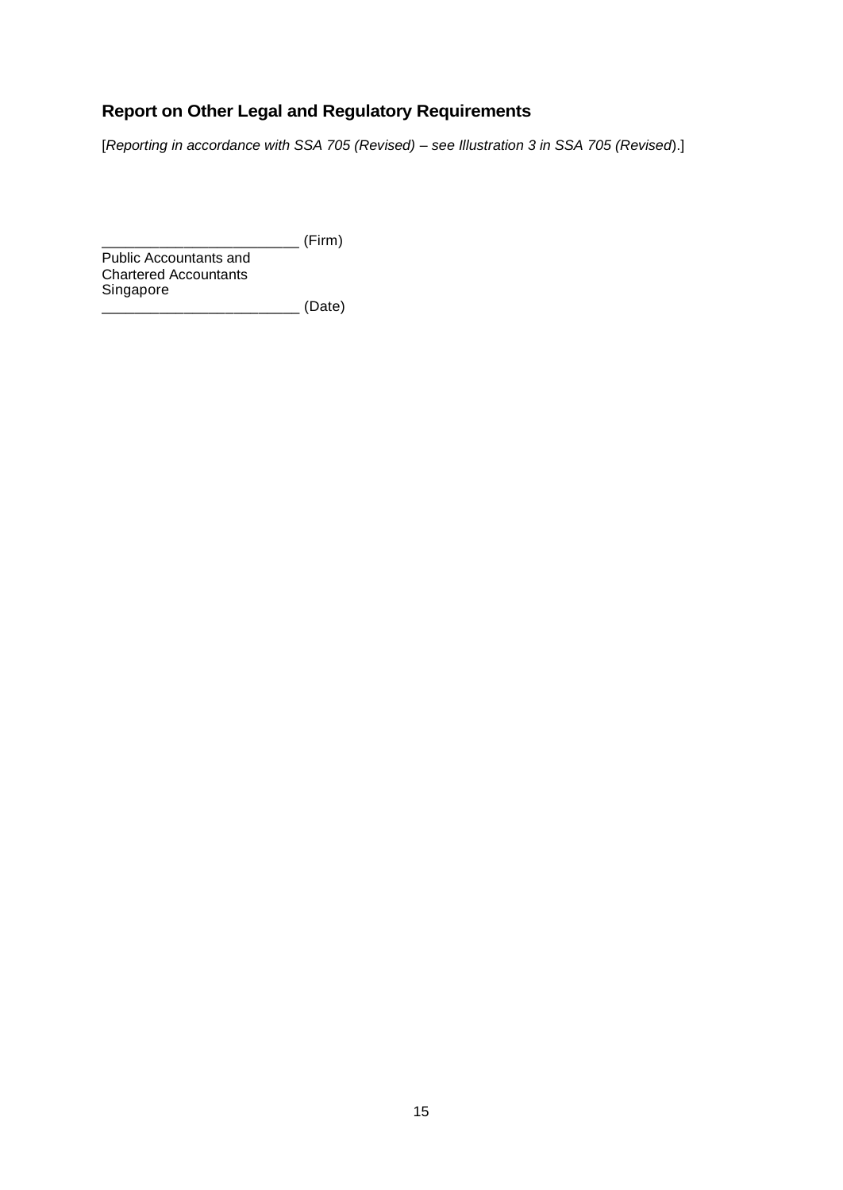## Report on Other Legal and Regulatory Requirements

[*Reporting in accordance with SSA 705 (Revised) – see Illustration 3 in SSA 705 (Revised*).]

_________________________ (Firm)  
Public Accountants and  
Chartered Accountants  
Singapore  
_________________________ (Date)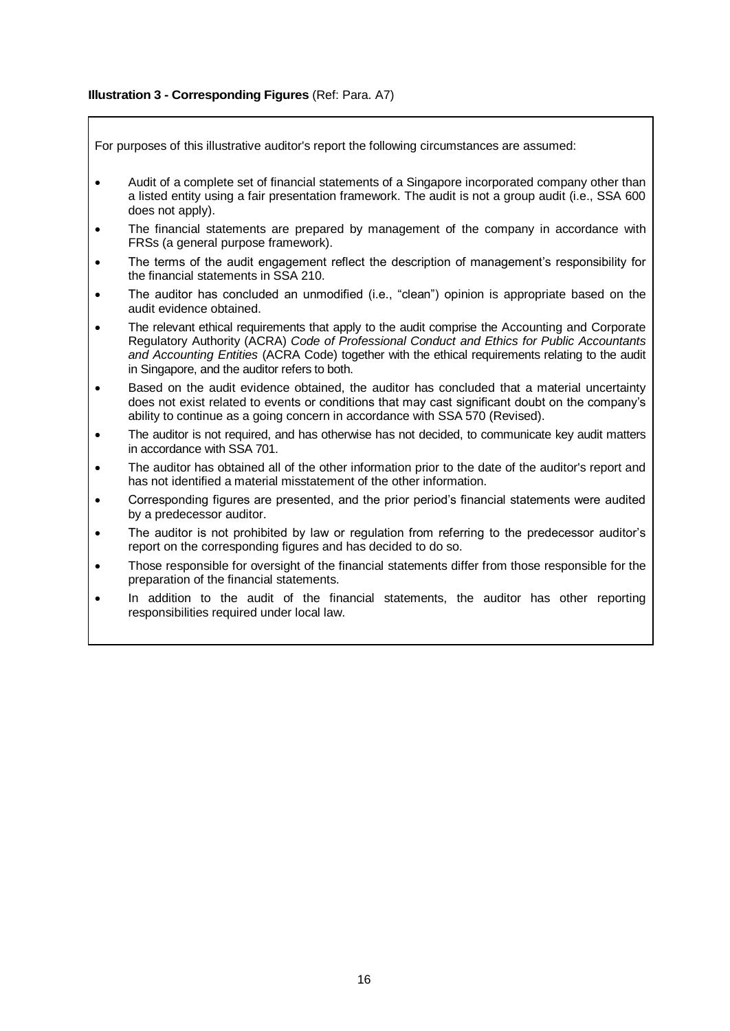**Illustration 3 - Corresponding Figures** (Ref: Para. A7)

For purposes of this illustrative auditor's report the following circumstances are assumed:

- Audit of a complete set of financial statements of a Singapore incorporated company other than a listed entity using a fair presentation framework. The audit is not a group audit (i.e., SSA 600 does not apply).
- The financial statements are prepared by management of the company in accordance with FRSs (a general purpose framework).
- The terms of the audit engagement reflect the description of management's responsibility for the financial statements in SSA 210.
- The auditor has concluded an unmodified (i.e., "clean") opinion is appropriate based on the audit evidence obtained.
- The relevant ethical requirements that apply to the audit comprise the Accounting and Corporate Regulatory Authority (ACRA) *Code of Professional Conduct and Ethics for Public Accountants and Accounting Entities* (ACRA Code) together with the ethical requirements relating to the audit in Singapore, and the auditor refers to both.
- Based on the audit evidence obtained, the auditor has concluded that a material uncertainty does not exist related to events or conditions that may cast significant doubt on the company's ability to continue as a going concern in accordance with SSA 570 (Revised).
- The auditor is not required, and has otherwise has not decided, to communicate key audit matters in accordance with SSA 701.
- The auditor has obtained all of the other information prior to the date of the auditor's report and has not identified a material misstatement of the other information.
- Corresponding figures are presented, and the prior period's financial statements were audited by a predecessor auditor.
- The auditor is not prohibited by law or regulation from referring to the predecessor auditor's report on the corresponding figures and has decided to do so.
- Those responsible for oversight of the financial statements differ from those responsible for the preparation of the financial statements.
- In addition to the audit of the financial statements, the auditor has other reporting responsibilities required under local law.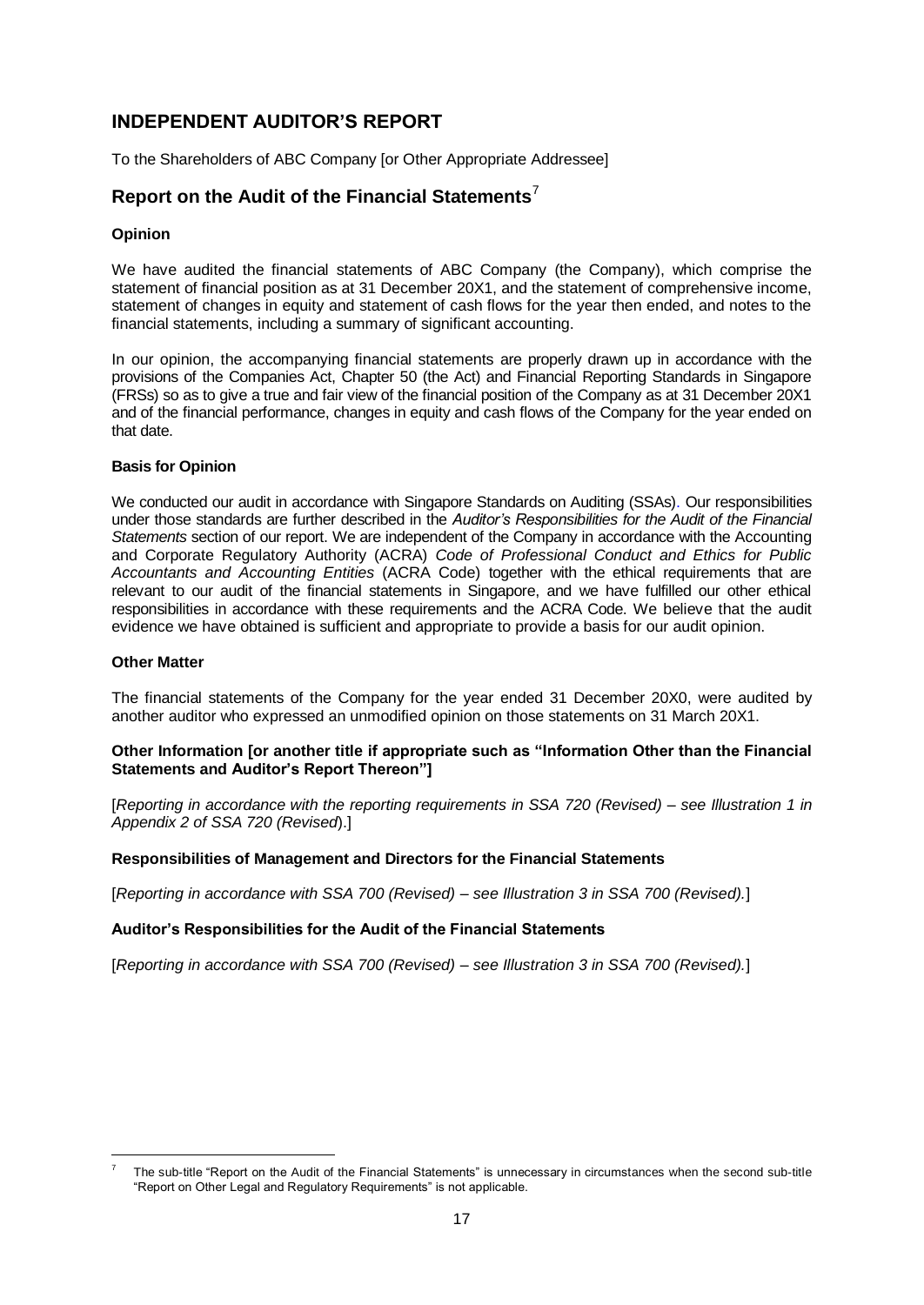## INDEPENDENT AUDITOR'S REPORT

To the Shareholders of ABC Company [or Other Appropriate Addressee]

## Report on the Audit of the Financial Statements[7]

**Opinion**

We have audited the financial statements of ABC Company (the Company), which comprise the statement of financial position as at 31 December 20X1, and the statement of comprehensive income, statement of changes in equity and statement of cash flows for the year then ended, and notes to the financial statements, including a summary of significant accounting.

In our opinion, the accompanying financial statements are properly drawn up in accordance with the provisions of the Companies Act, Chapter 50 (the Act) and Financial Reporting Standards in Singapore (FRSs) so as to give a true and fair view of the financial position of the Company as at 31 December 20X1 and of the financial performance, changes in equity and cash flows of the Company for the year ended on that date.

**Basis for Opinion**

We conducted our audit in accordance with Singapore Standards on Auditing (SSAs). Our responsibilities under those standards are further described in the *Auditor's Responsibilities for the Audit of the Financial Statements* section of our report. We are independent of the Company in accordance with the Accounting and Corporate Regulatory Authority (ACRA) *Code of Professional Conduct and Ethics for Public Accountants and Accounting Entities* (ACRA Code) together with the ethical requirements that are relevant to our audit of the financial statements in Singapore, and we have fulfilled our other ethical responsibilities in accordance with these requirements and the ACRA Code. We believe that the audit evidence we have obtained is sufficient and appropriate to provide a basis for our audit opinion.

**Other Matter**

The financial statements of the Company for the year ended 31 December 20X0, were audited by another auditor who expressed an unmodified opinion on those statements on 31 March 20X1.

**Other Information [or another title if appropriate such as "Information Other than the Financial Statements and Auditor's Report Thereon"]**

[*Reporting in accordance with the reporting requirements in SSA 720 (Revised) – see Illustration 1 in Appendix 2 of SSA 720 (Revised)*.]

**Responsibilities of Management and Directors for the Financial Statements**

[*Reporting in accordance with SSA 700 (Revised) – see Illustration 3 in SSA 700 (Revised).*]

**Auditor's Responsibilities for the Audit of the Financial Statements**

[*Reporting in accordance with SSA 700 (Revised) – see Illustration 3 in SSA 700 (Revised).*]

---

[7] The sub-title "Report on the Audit of the Financial Statements" is unnecessary in circumstances when the second sub-title "Report on Other Legal and Regulatory Requirements" is not applicable.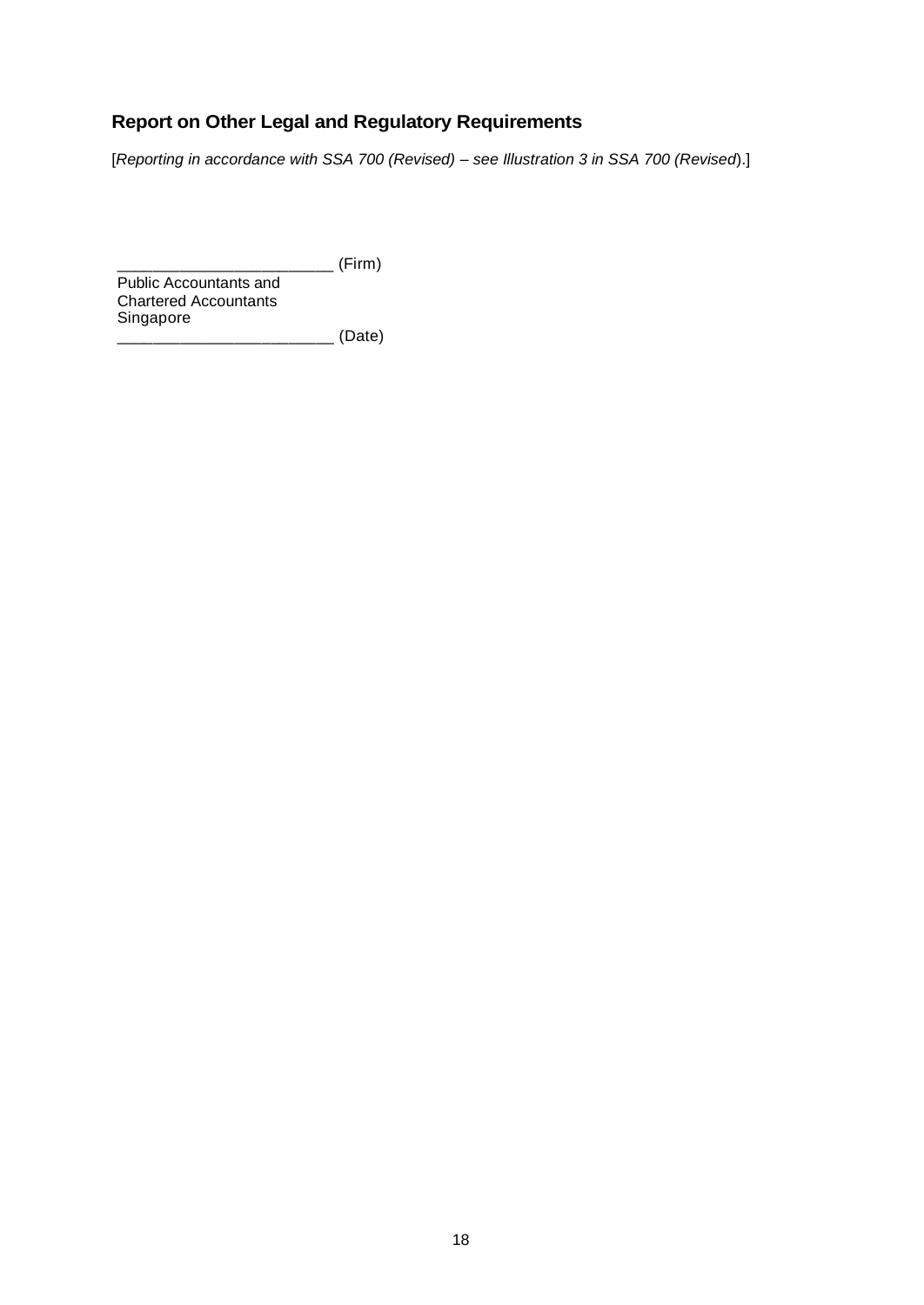## Report on Other Legal and Regulatory Requirements

[*Reporting in accordance with SSA 700 (Revised) – see Illustration 3 in SSA 700 (Revised)*.]

________________________ (Firm)
Public Accountants and
Chartered Accountants
Singapore
________________________ (Date)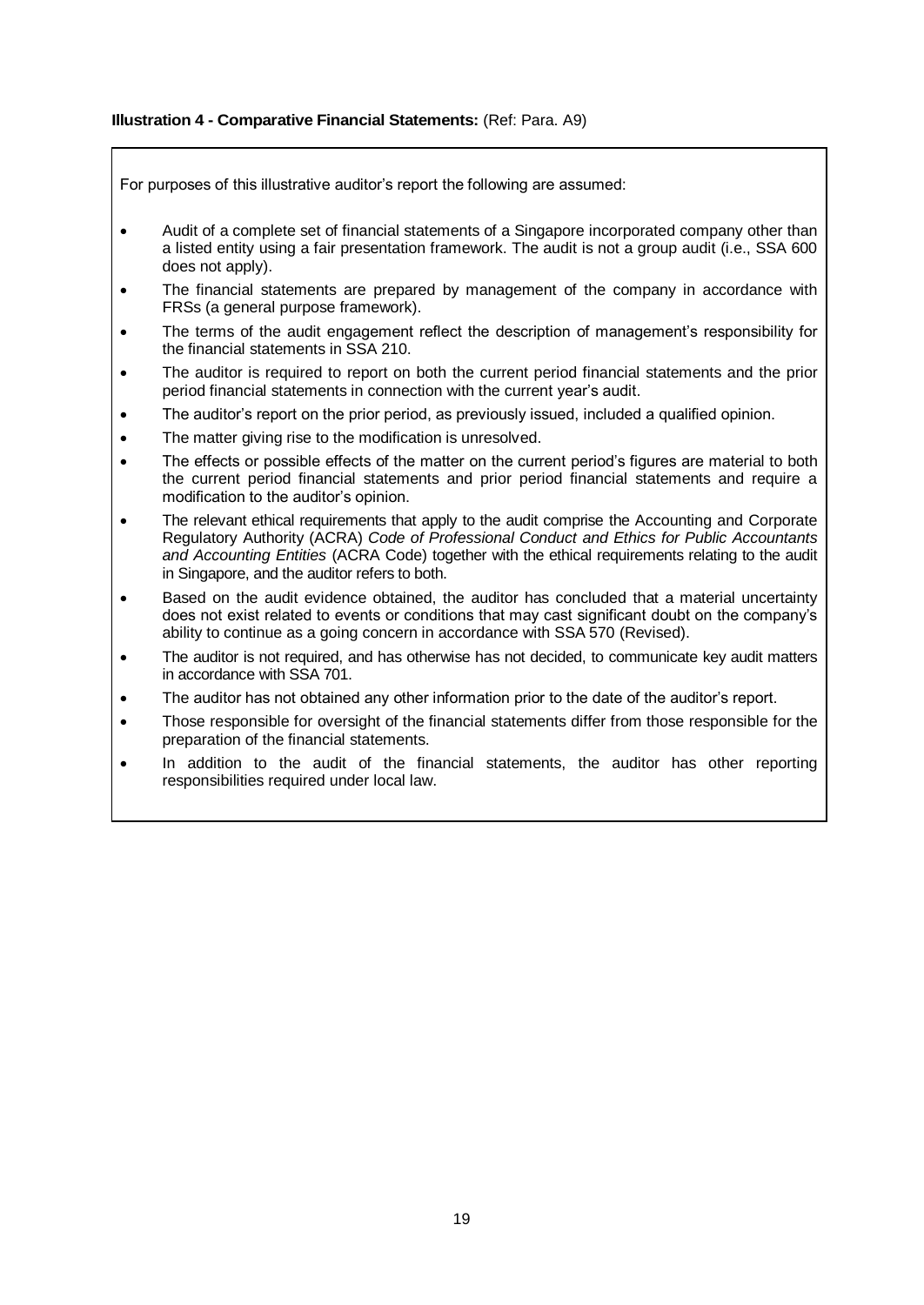**Illustration 4 - Comparative Financial Statements:** (Ref: Para. A9)

For purposes of this illustrative auditor's report the following are assumed:

- Audit of a complete set of financial statements of a Singapore incorporated company other than a listed entity using a fair presentation framework. The audit is not a group audit (i.e., SSA 600 does not apply).
- The financial statements are prepared by management of the company in accordance with FRSs (a general purpose framework).
- The terms of the audit engagement reflect the description of management's responsibility for the financial statements in SSA 210.
- The auditor is required to report on both the current period financial statements and the prior period financial statements in connection with the current year's audit.
- The auditor's report on the prior period, as previously issued, included a qualified opinion.
- The matter giving rise to the modification is unresolved.
- The effects or possible effects of the matter on the current period's figures are material to both the current period financial statements and prior period financial statements and require a modification to the auditor's opinion.
- The relevant ethical requirements that apply to the audit comprise the Accounting and Corporate Regulatory Authority (ACRA) *Code of Professional Conduct and Ethics for Public Accountants and Accounting Entities* (ACRA Code) together with the ethical requirements relating to the audit in Singapore, and the auditor refers to both.
- Based on the audit evidence obtained, the auditor has concluded that a material uncertainty does not exist related to events or conditions that may cast significant doubt on the company's ability to continue as a going concern in accordance with SSA 570 (Revised).
- The auditor is not required, and has otherwise has not decided, to communicate key audit matters in accordance with SSA 701.
- The auditor has not obtained any other information prior to the date of the auditor's report.
- Those responsible for oversight of the financial statements differ from those responsible for the preparation of the financial statements.
- In addition to the audit of the financial statements, the auditor has other reporting responsibilities required under local law.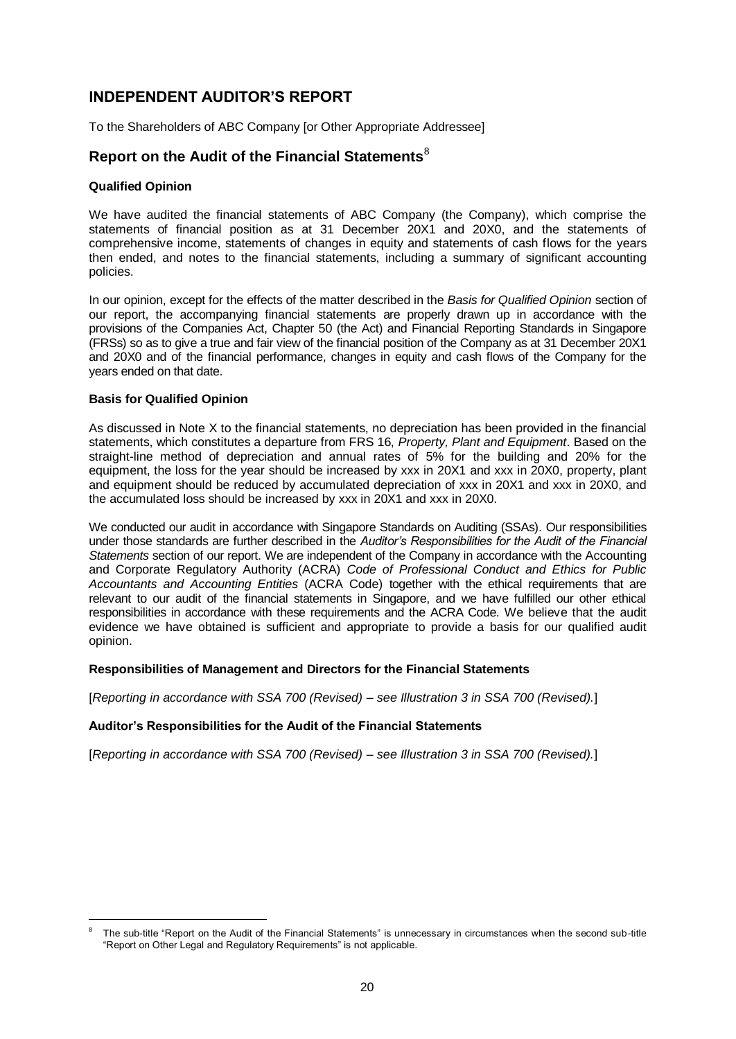## INDEPENDENT AUDITOR'S REPORT

To the Shareholders of ABC Company [or Other Appropriate Addressee]

## Report on the Audit of the Financial Statements[8]

### Qualified Opinion

We have audited the financial statements of ABC Company (the Company), which comprise the statements of financial position as at 31 December 20X1 and 20X0, and the statements of comprehensive income, statements of changes in equity and statements of cash flows for the years then ended, and notes to the financial statements, including a summary of significant accounting policies.

In our opinion, except for the effects of the matter described in the *Basis for Qualified Opinion* section of our report, the accompanying financial statements are properly drawn up in accordance with the provisions of the Companies Act, Chapter 50 (the Act) and Financial Reporting Standards in Singapore (FRSs) so as to give a true and fair view of the financial position of the Company as at 31 December 20X1 and 20X0 and of the financial performance, changes in equity and cash flows of the Company for the years ended on that date.

### Basis for Qualified Opinion

As discussed in Note X to the financial statements, no depreciation has been provided in the financial statements, which constitutes a departure from FRS 16, *Property, Plant and Equipment*. Based on the straight-line method of depreciation and annual rates of 5% for the building and 20% for the equipment, the loss for the year should be increased by xxx in 20X1 and xxx in 20X0, property, plant and equipment should be reduced by accumulated depreciation of xxx in 20X1 and xxx in 20X0, and the accumulated loss should be increased by xxx in 20X1 and xxx in 20X0.

We conducted our audit in accordance with Singapore Standards on Auditing (SSAs). Our responsibilities under those standards are further described in the *Auditor's Responsibilities for the Audit of the Financial Statements* section of our report. We are independent of the Company in accordance with the Accounting and Corporate Regulatory Authority (ACRA) *Code of Professional Conduct and Ethics for Public Accountants and Accounting Entities* (ACRA Code) together with the ethical requirements that are relevant to our audit of the financial statements in Singapore, and we have fulfilled our other ethical responsibilities in accordance with these requirements and the ACRA Code. We believe that the audit evidence we have obtained is sufficient and appropriate to provide a basis for our qualified audit opinion.

### Responsibilities of Management and Directors for the Financial Statements

[*Reporting in accordance with SSA 700 (Revised) – see Illustration 3 in SSA 700 (Revised).*]

### Auditor's Responsibilities for the Audit of the Financial Statements

[*Reporting in accordance with SSA 700 (Revised) – see Illustration 3 in SSA 700 (Revised).*]

---

[8] The sub-title "Report on the Audit of the Financial Statements" is unnecessary in circumstances when the second sub-title "Report on Other Legal and Regulatory Requirements" is not applicable.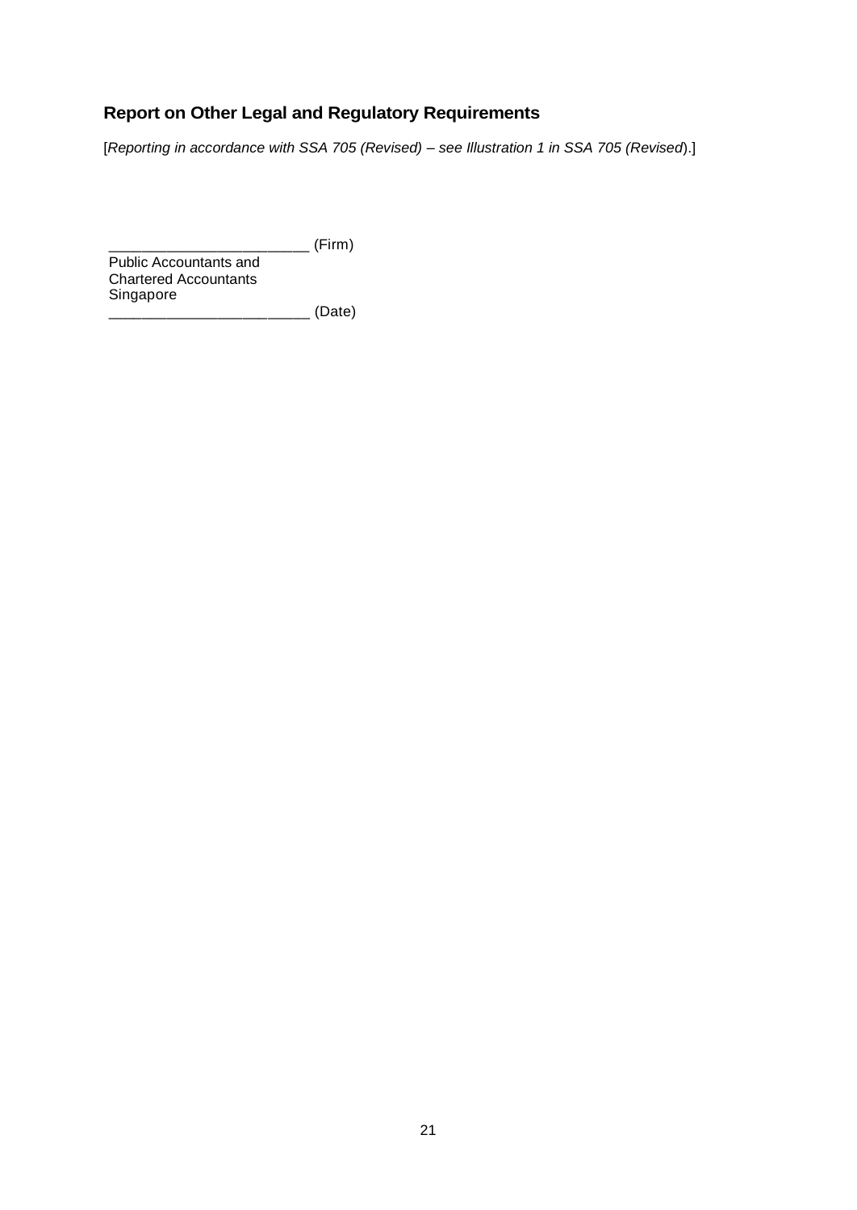## Report on Other Legal and Regulatory Requirements

[*Reporting in accordance with SSA 705 (Revised) – see Illustration 1 in SSA 705 (Revised)*.]

________________________ (Firm)
Public Accountants and
Chartered Accountants
Singapore
________________________ (Date)